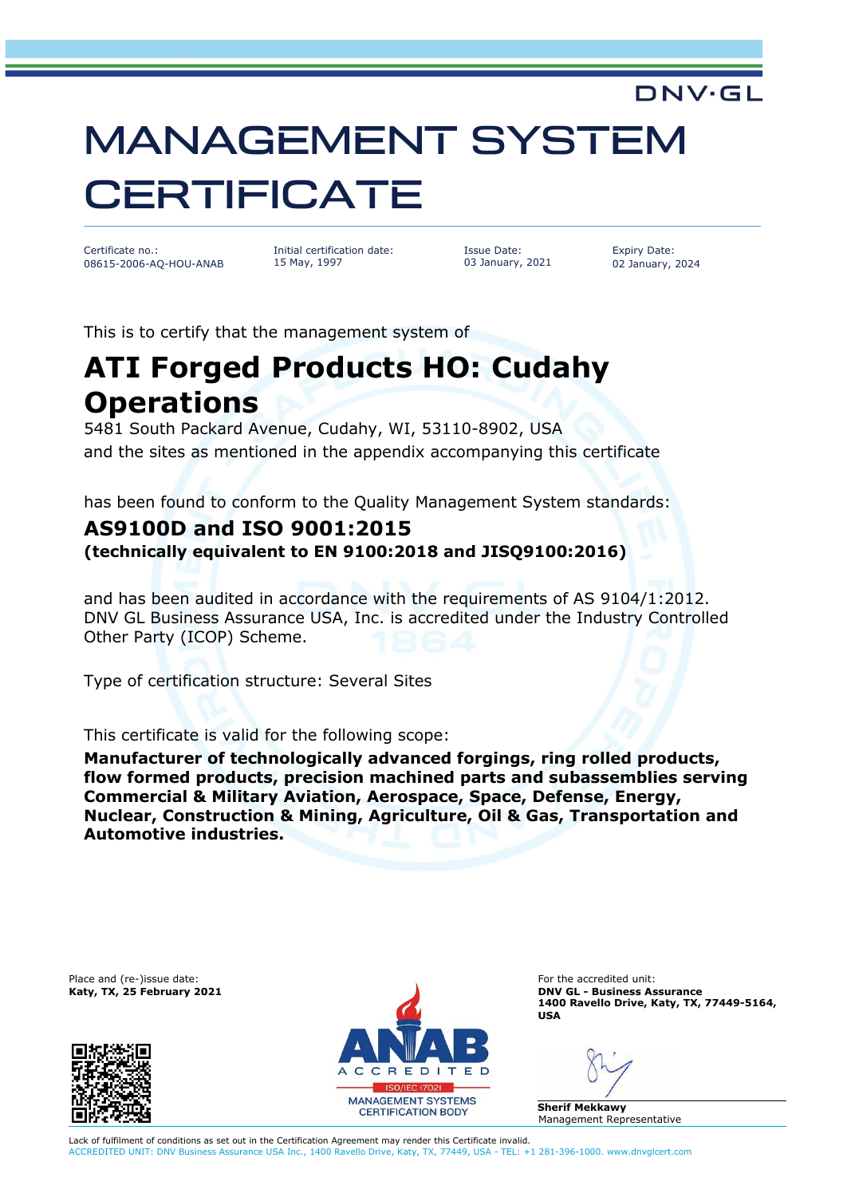DNV·GL

# MANAGEMENT SYSTEM CERTIFICATE

| Certificate no.: | Initial certification date: | Issue Date: | Expiry Date: |
|---|---|---|---|
| 08615-2006-AQ-HOU-ANAB | 15 May, 1997 | 03 January, 2021 | 02 January, 2024 |

This is to certify that the management system of

## ATI Forged Products HO: Cudahy Operations

5481 South Packard Avenue, Cudahy, WI, 53110-8902, USA
and the sites as mentioned in the appendix accompanying this certificate

has been found to conform to the Quality Management System standards:

### AS9100D and ISO 9001:2015

**(technically equivalent to EN 9100:2018 and JISQ9100:2016)**

and has been audited in accordance with the requirements of AS 9104/1:2012. DNV GL Business Assurance USA, Inc. is accredited under the Industry Controlled Other Party (ICOP) Scheme.

Type of certification structure: Several Sites

This certificate is valid for the following scope:

**Manufacturer of technologically advanced forgings, ring rolled products, flow formed products, precision machined parts and subassemblies serving Commercial & Military Aviation, Aerospace, Space, Defense, Energy, Nuclear, Construction & Mining, Agriculture, Oil & Gas, Transportation and Automotive industries.**

Place and (re-)issue date:
**Katy, TX, 25 February 2021**

ANAB ACCREDITED
ISO/IEC 17021
MANAGEMENT SYSTEMS CERTIFICATION BODY

For the accredited unit:
**DNV GL - Business Assurance**
**1400 Ravello Drive, Katy, TX, 77449-5164, USA**

**Sherif Mekkawy**
Management Representative

Lack of fulfilment of conditions as set out in the Certification Agreement may render this Certificate invalid.
ACCREDITED UNIT: DNV Business Assurance USA Inc., 1400 Ravello Drive, Katy, TX, 77449, USA - TEL: +1 281-396-1000. www.dnvglcert.com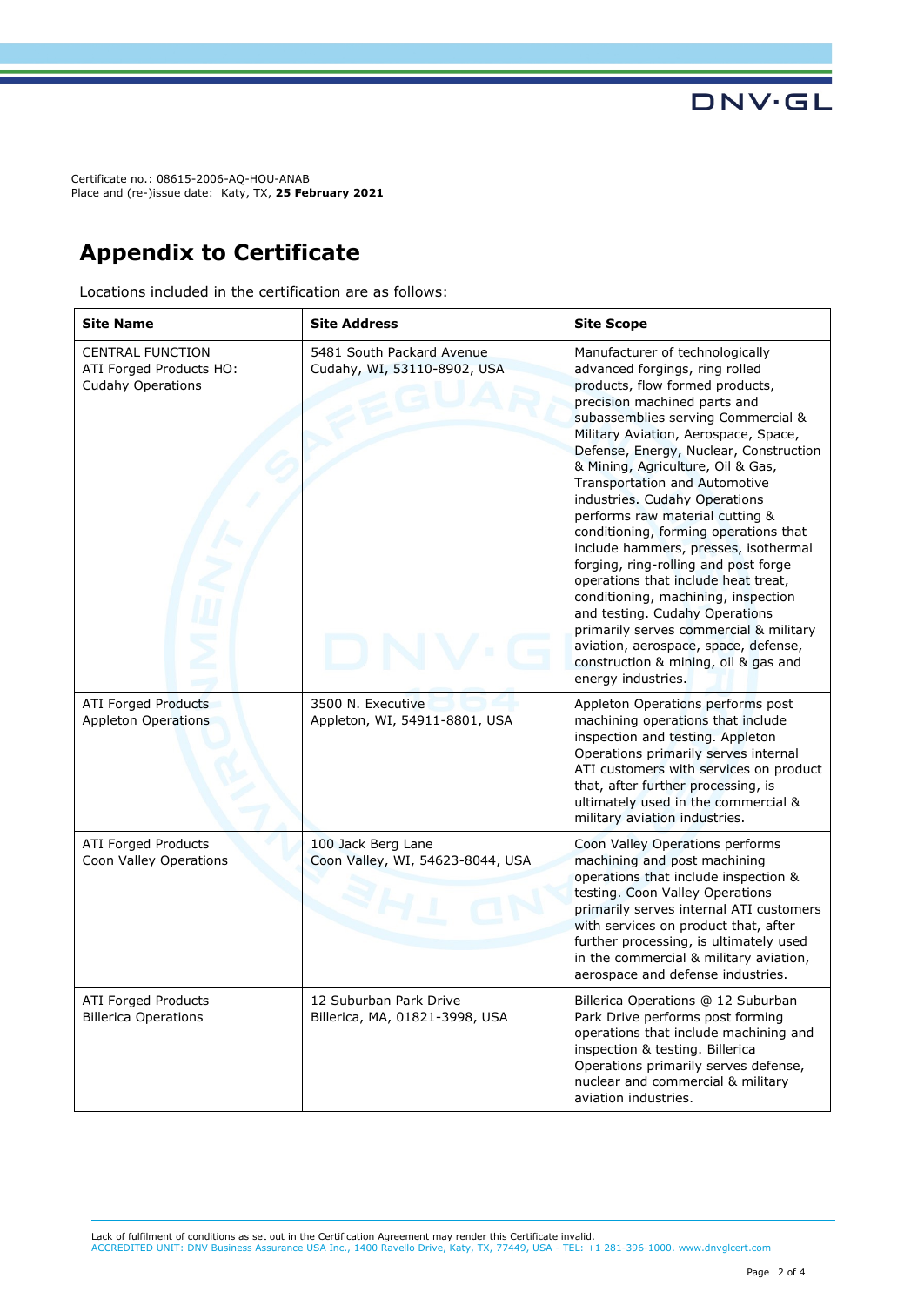Certificate no.: 08615-2006-AQ-HOU-ANAB
Place and (re-)issue date: Katy, TX, **25 February 2021**

# Appendix to Certificate

Locations included in the certification are as follows:

| Site Name | Site Address | Site Scope |
|---|---|---|
| CENTRAL FUNCTION<br>ATI Forged Products HO: Cudahy Operations | 5481 South Packard Avenue<br>Cudahy, WI, 53110-8902, USA | Manufacturer of technologically advanced forgings, ring rolled products, flow formed products, precision machined parts and subassemblies serving Commercial & Military Aviation, Aerospace, Space, Defense, Energy, Nuclear, Construction & Mining, Agriculture, Oil & Gas, Transportation and Automotive industries. Cudahy Operations performs raw material cutting & conditioning, forming operations that include hammers, presses, isothermal forging, ring-rolling and post forge operations that include heat treat, conditioning, machining, inspection and testing. Cudahy Operations primarily serves commercial & military aviation, aerospace, space, defense, construction & mining, oil & gas and energy industries. |
| ATI Forged Products<br>Appleton Operations | 3500 N. Executive<br>Appleton, WI, 54911-8801, USA | Appleton Operations performs post machining operations that include inspection and testing. Appleton Operations primarily serves internal ATI customers with services on product that, after further processing, is ultimately used in the commercial & military aviation industries. |
| ATI Forged Products<br>Coon Valley Operations | 100 Jack Berg Lane<br>Coon Valley, WI, 54623-8044, USA | Coon Valley Operations performs machining and post machining operations that include inspection & testing. Coon Valley Operations primarily serves internal ATI customers with services on product that, after further processing, is ultimately used in the commercial & military aviation, aerospace and defense industries. |
| ATI Forged Products<br>Billerica Operations | 12 Suburban Park Drive<br>Billerica, MA, 01821-3998, USA | Billerica Operations @ 12 Suburban Park Drive performs post forming operations that include machining and inspection & testing. Billerica Operations primarily serves defense, nuclear and commercial & military aviation industries. |

Lack of fulfilment of conditions as set out in the Certification Agreement may render this Certificate invalid.
ACCREDITED UNIT: DNV Business Assurance USA Inc., 1400 Ravello Drive, Katy, TX, 77449, USA - TEL: +1 281-396-1000. www.dnvglcert.com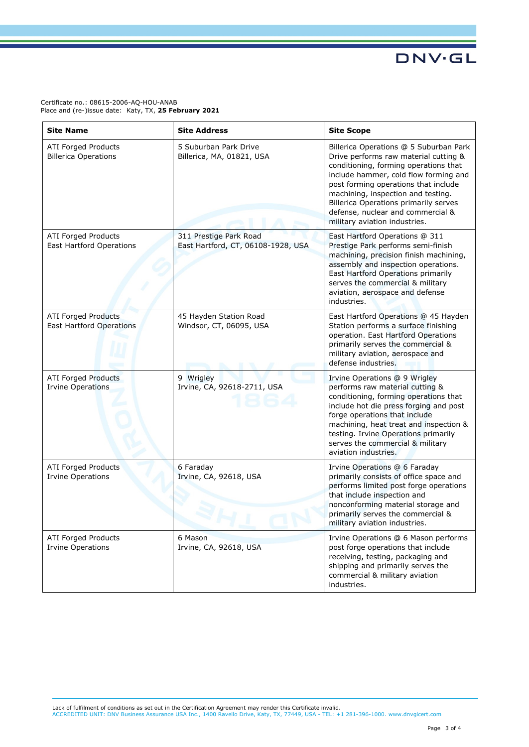Certificate no.: 08615-2006-AQ-HOU-ANAB
Place and (re-)issue date: Katy, TX, **25 February 2021**

| Site Name | Site Address | Site Scope |
|---|---|---|
| ATI Forged Products Billerica Operations | 5 Suburban Park Drive Billerica, MA, 01821, USA | Billerica Operations @ 5 Suburban Park Drive performs raw material cutting & conditioning, forming operations that include hammer, cold flow forming and post forming operations that include machining, inspection and testing. Billerica Operations primarily serves defense, nuclear and commercial & military aviation industries. |
| ATI Forged Products East Hartford Operations | 311 Prestige Park Road East Hartford, CT, 06108-1928, USA | East Hartford Operations @ 311 Prestige Park performs semi-finish machining, precision finish machining, assembly and inspection operations. East Hartford Operations primarily serves the commercial & military aviation, aerospace and defense industries. |
| ATI Forged Products East Hartford Operations | 45 Hayden Station Road Windsor, CT, 06095, USA | East Hartford Operations @ 45 Hayden Station performs a surface finishing operation. East Hartford Operations primarily serves the commercial & military aviation, aerospace and defense industries. |
| ATI Forged Products Irvine Operations | 9 Wrigley Irvine, CA, 92618-2711, USA | Irvine Operations @ 9 Wrigley performs raw material cutting & conditioning, forming operations that include hot die press forging and post forge operations that include machining, heat treat and inspection & testing. Irvine Operations primarily serves the commercial & military aviation industries. |
| ATI Forged Products Irvine Operations | 6 Faraday Irvine, CA, 92618, USA | Irvine Operations @ 6 Faraday primarily consists of office space and performs limited post forge operations that include inspection and nonconforming material storage and primarily serves the commercial & military aviation industries. |
| ATI Forged Products Irvine Operations | 6 Mason Irvine, CA, 92618, USA | Irvine Operations @ 6 Mason performs post forge operations that include receiving, testing, packaging and shipping and primarily serves the commercial & military aviation industries. |

Lack of fulfilment of conditions as set out in the Certification Agreement may render this Certificate invalid.
ACCREDITED UNIT: DNV Business Assurance USA Inc., 1400 Ravello Drive, Katy, TX, 77449, USA - TEL: +1 281-396-1000. www.dnvglcert.com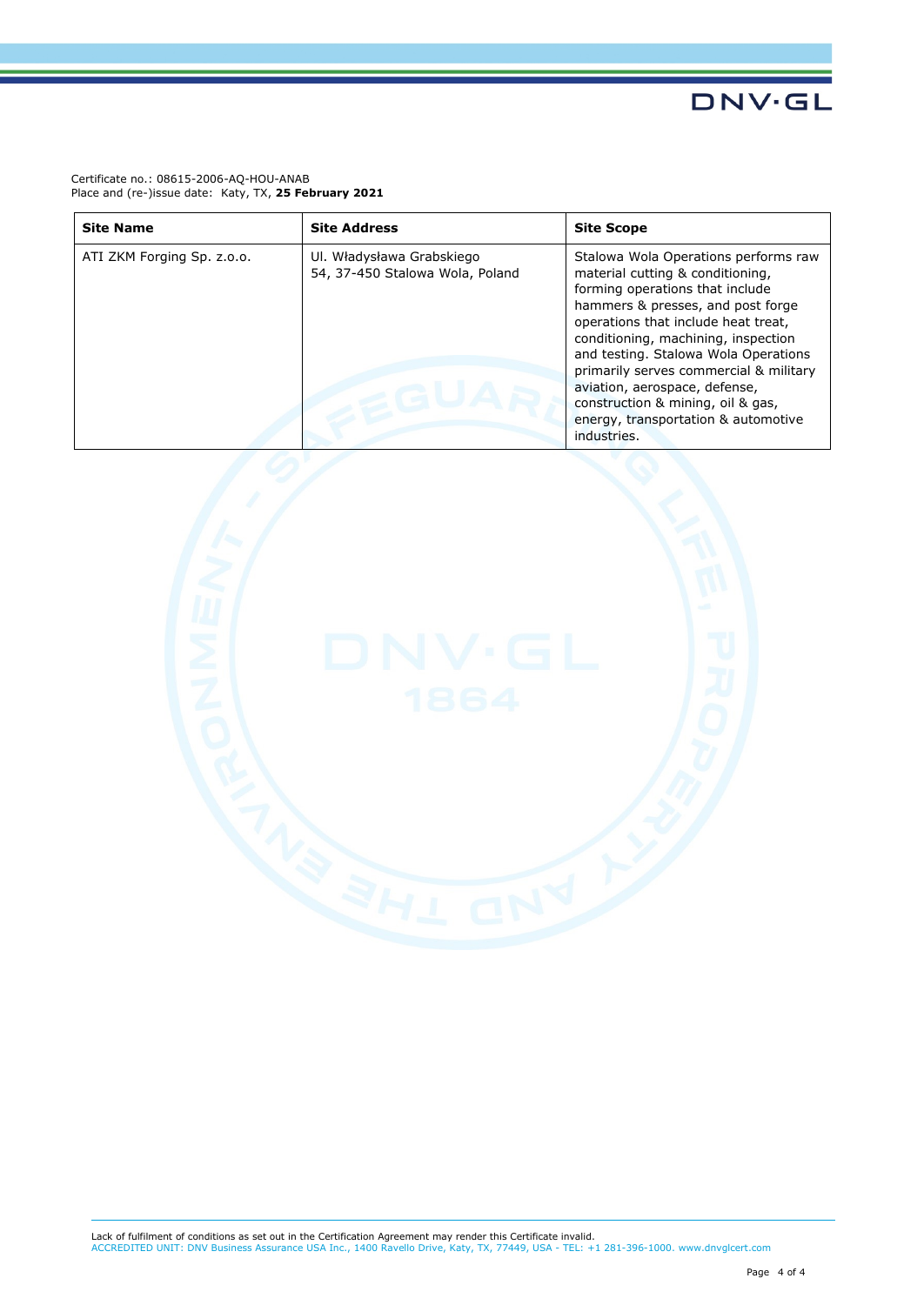Certificate no.: 08615-2006-AQ-HOU-ANAB
Place and (re-)issue date: Katy, TX, **25 February 2021**

| Site Name | Site Address | Site Scope |
|---|---|---|
| ATI ZKM Forging Sp. z.o.o. | Ul. Władysława Grabskiego 54, 37-450 Stalowa Wola, Poland | Stalowa Wola Operations performs raw material cutting & conditioning, forming operations that include hammers & presses, and post forge operations that include heat treat, conditioning, machining, inspection and testing. Stalowa Wola Operations primarily serves commercial & military aviation, aerospace, defense, construction & mining, oil & gas, energy, transportation & automotive industries. |

Lack of fulfilment of conditions as set out in the Certification Agreement may render this Certificate invalid.
ACCREDITED UNIT: DNV Business Assurance USA Inc., 1400 Ravello Drive, Katy, TX, 77449, USA - TEL: +1 281-396-1000. www.dnvglcert.com